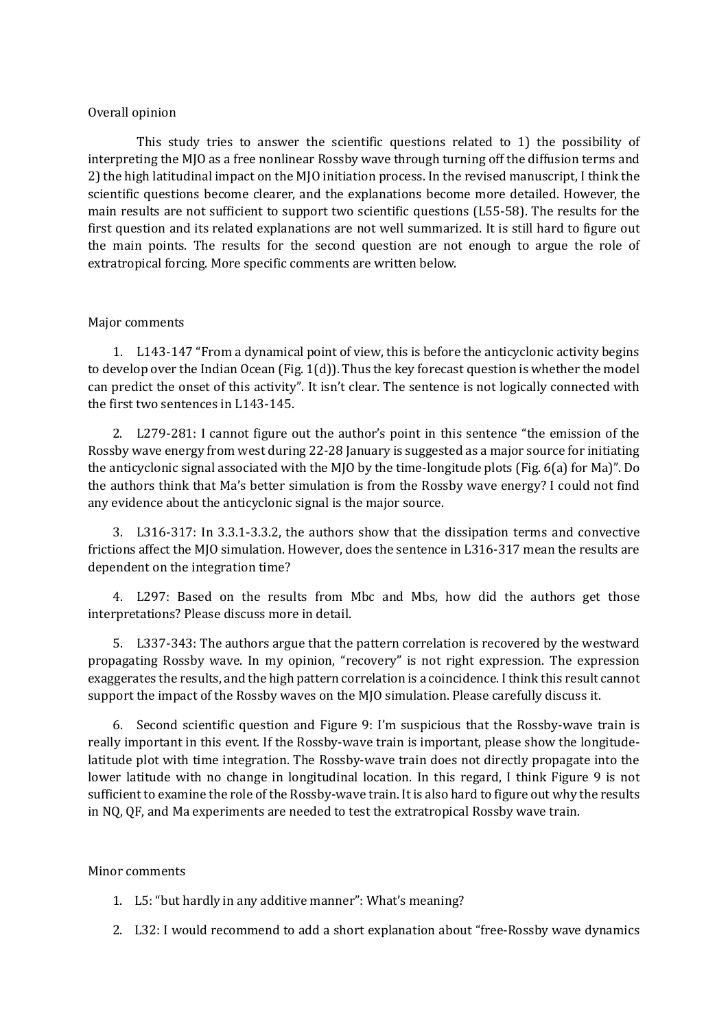Overall opinion

This study tries to answer the scientific questions related to 1) the possibility of interpreting the MJO as a free nonlinear Rossby wave through turning off the diffusion terms and 2) the high latitudinal impact on the MJO initiation process. In the revised manuscript, I think the scientific questions become clearer, and the explanations become more detailed. However, the main results are not sufficient to support two scientific questions (L55-58). The results for the first question and its related explanations are not well summarized. It is still hard to figure out the main points. The results for the second question are not enough to argue the role of extratropical forcing. More specific comments are written below.

Major comments

1. L143-147 "From a dynamical point of view, this is before the anticyclonic activity begins to develop over the Indian Ocean (Fig. 1(d)). Thus the key forecast question is whether the model can predict the onset of this activity". It isn't clear. The sentence is not logically connected with the first two sentences in L143-145.

2. L279-281: I cannot figure out the author's point in this sentence "the emission of the Rossby wave energy from west during 22-28 January is suggested as a major source for initiating the anticyclonic signal associated with the MJO by the time-longitude plots (Fig. 6(a) for Ma)". Do the authors think that Ma's better simulation is from the Rossby wave energy? I could not find any evidence about the anticyclonic signal is the major source.

3. L316-317: In 3.3.1-3.3.2, the authors show that the dissipation terms and convective frictions affect the MJO simulation. However, does the sentence in L316-317 mean the results are dependent on the integration time?

4. L297: Based on the results from Mbc and Mbs, how did the authors get those interpretations? Please discuss more in detail.

5. L337-343: The authors argue that the pattern correlation is recovered by the westward propagating Rossby wave. In my opinion, "recovery" is not right expression. The expression exaggerates the results, and the high pattern correlation is a coincidence. I think this result cannot support the impact of the Rossby waves on the MJO simulation. Please carefully discuss it.

6. Second scientific question and Figure 9: I'm suspicious that the Rossby-wave train is really important in this event. If the Rossby-wave train is important, please show the longitude-latitude plot with time integration. The Rossby-wave train does not directly propagate into the lower latitude with no change in longitudinal location. In this regard, I think Figure 9 is not sufficient to examine the role of the Rossby-wave train. It is also hard to figure out why the results in NQ, QF, and Ma experiments are needed to test the extratropical Rossby wave train.

Minor comments

1. L5: "but hardly in any additive manner": What's meaning?

2. L32: I would recommend to add a short explanation about "free-Rossby wave dynamics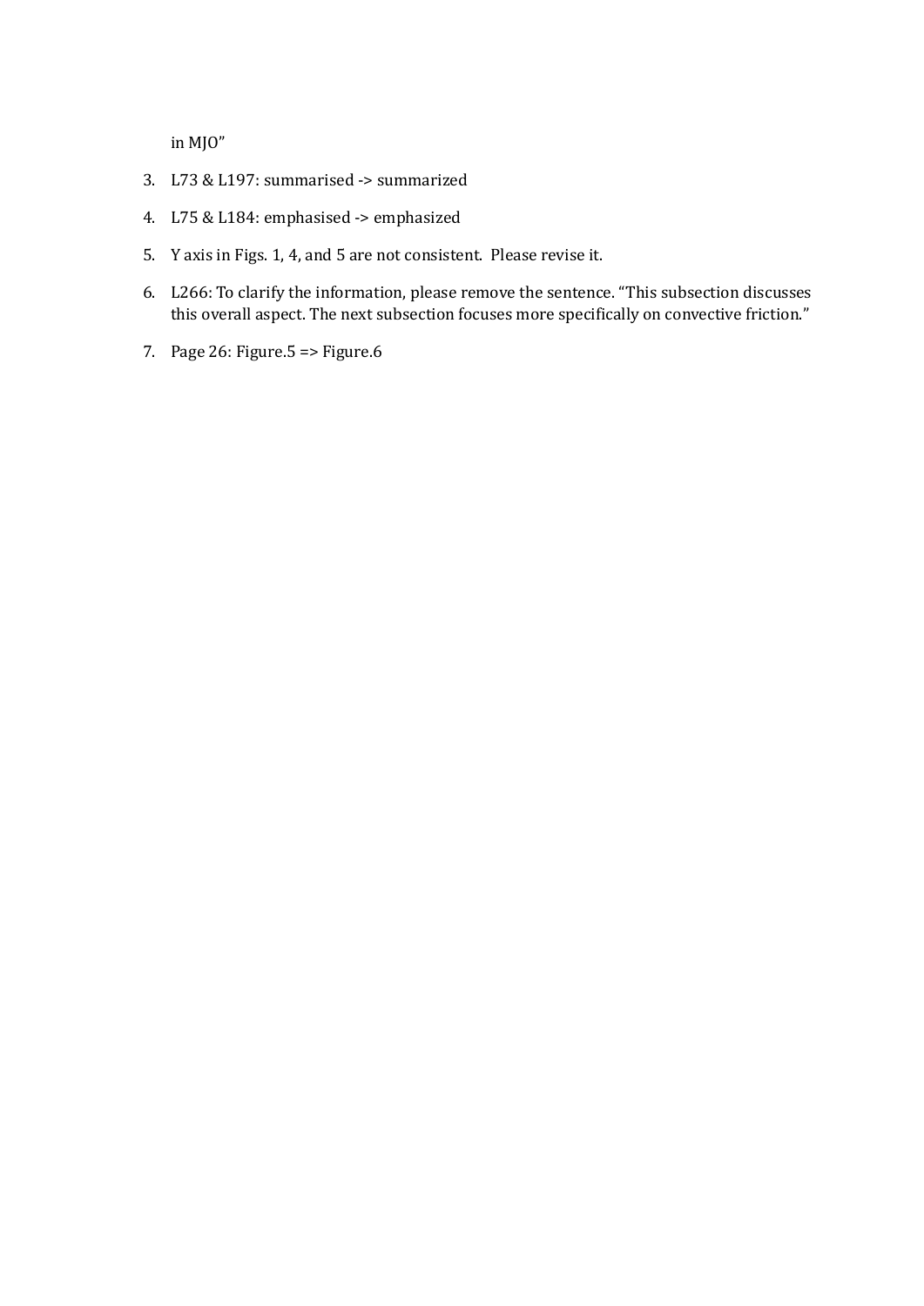in MJO"

3. L73 & L197: summarised -> summarized
4. L75 & L184: emphasised -> emphasized
5. Y axis in Figs. 1, 4, and 5 are not consistent. Please revise it.
6. L266: To clarify the information, please remove the sentence. "This subsection discusses this overall aspect. The next subsection focuses more specifically on convective friction."
7. Page 26: Figure.5 => Figure.6